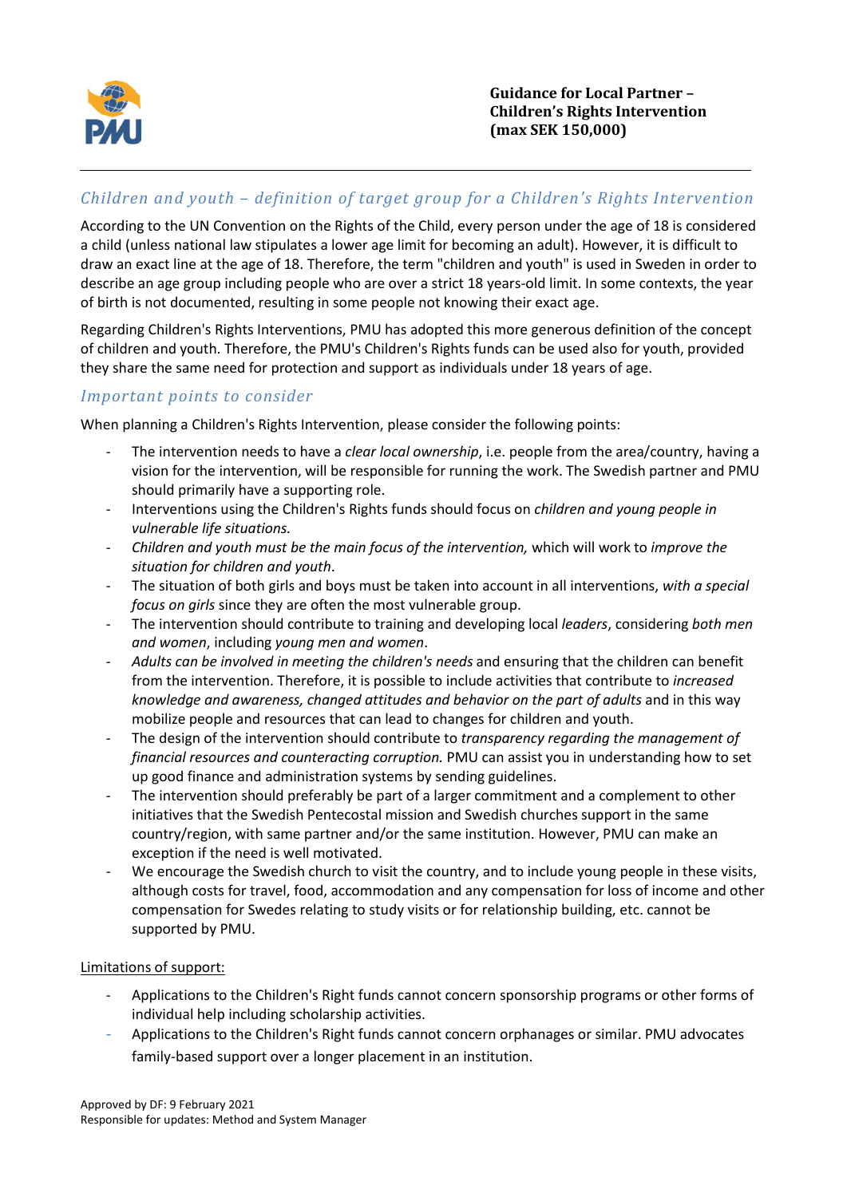**Guidance for Local Partner – Children's Rights Intervention (max SEK 150,000)**

## *Children and youth – definition of target group for a Children's Rights Intervention*

According to the UN Convention on the Rights of the Child, every person under the age of 18 is considered a child (unless national law stipulates a lower age limit for becoming an adult). However, it is difficult to draw an exact line at the age of 18. Therefore, the term "children and youth" is used in Sweden in order to describe an age group including people who are over a strict 18 years-old limit. In some contexts, the year of birth is not documented, resulting in some people not knowing their exact age.

Regarding Children's Rights Interventions, PMU has adopted this more generous definition of the concept of children and youth. Therefore, the PMU's Children's Rights funds can be used also for youth, provided they share the same need for protection and support as individuals under 18 years of age.

## *Important points to consider*

When planning a Children's Rights Intervention, please consider the following points:

- The intervention needs to have a *clear local ownership*, i.e. people from the area/country, having a vision for the intervention, will be responsible for running the work. The Swedish partner and PMU should primarily have a supporting role.
- Interventions using the Children's Rights funds should focus on *children and young people in vulnerable life situations.*
- *Children and youth must be the main focus of the intervention,* which will work to *improve the situation for children and youth*.
- The situation of both girls and boys must be taken into account in all interventions, *with a special focus on girls* since they are often the most vulnerable group.
- The intervention should contribute to training and developing local *leaders*, considering *both men and women*, including *young men and women*.
- *Adults can be involved in meeting the children's needs* and ensuring that the children can benefit from the intervention. Therefore, it is possible to include activities that contribute to *increased knowledge and awareness, changed attitudes and behavior on the part of adults* and in this way mobilize people and resources that can lead to changes for children and youth.
- The design of the intervention should contribute to *transparency regarding the management of financial resources and counteracting corruption.* PMU can assist you in understanding how to set up good finance and administration systems by sending guidelines.
- The intervention should preferably be part of a larger commitment and a complement to other initiatives that the Swedish Pentecostal mission and Swedish churches support in the same country/region, with same partner and/or the same institution. However, PMU can make an exception if the need is well motivated.
- We encourage the Swedish church to visit the country, and to include young people in these visits, although costs for travel, food, accommodation and any compensation for loss of income and other compensation for Swedes relating to study visits or for relationship building, etc. cannot be supported by PMU.

<u>Limitations of support:</u>

- Applications to the Children's Right funds cannot concern sponsorship programs or other forms of individual help including scholarship activities.
- Applications to the Children's Right funds cannot concern orphanages or similar. PMU advocates family-based support over a longer placement in an institution.

Approved by DF: 9 February 2021
Responsible for updates: Method and System Manager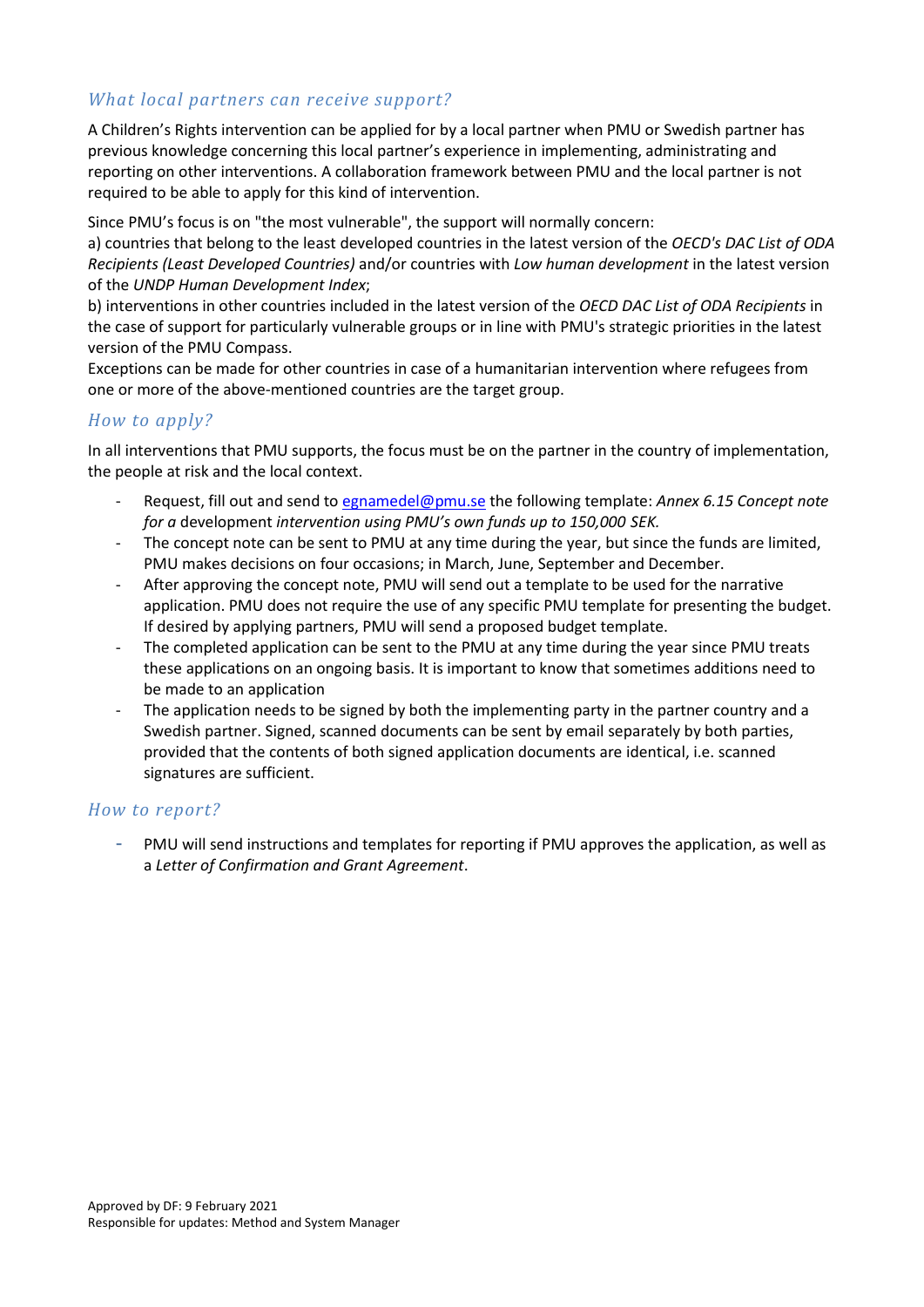## *What local partners can receive support?*

A Children's Rights intervention can be applied for by a local partner when PMU or Swedish partner has previous knowledge concerning this local partner's experience in implementing, administrating and reporting on other interventions. A collaboration framework between PMU and the local partner is not required to be able to apply for this kind of intervention.

Since PMU's focus is on "the most vulnerable", the support will normally concern:
a) countries that belong to the least developed countries in the latest version of the *OECD's DAC List of ODA Recipients (Least Developed Countries)* and/or countries with *Low human development* in the latest version of the *UNDP Human Development Index*;
b) interventions in other countries included in the latest version of the *OECD DAC List of ODA Recipients* in the case of support for particularly vulnerable groups or in line with PMU's strategic priorities in the latest version of the PMU Compass.
Exceptions can be made for other countries in case of a humanitarian intervention where refugees from one or more of the above-mentioned countries are the target group.

## *How to apply?*

In all interventions that PMU supports, the focus must be on the partner in the country of implementation, the people at risk and the local context.

- Request, fill out and send to egnamedel@pmu.se the following template: *Annex 6.15 Concept note for a* development *intervention using PMU's own funds up to 150,000 SEK.*
- The concept note can be sent to PMU at any time during the year, but since the funds are limited, PMU makes decisions on four occasions; in March, June, September and December.
- After approving the concept note, PMU will send out a template to be used for the narrative application. PMU does not require the use of any specific PMU template for presenting the budget. If desired by applying partners, PMU will send a proposed budget template.
- The completed application can be sent to the PMU at any time during the year since PMU treats these applications on an ongoing basis. It is important to know that sometimes additions need to be made to an application
- The application needs to be signed by both the implementing party in the partner country and a Swedish partner. Signed, scanned documents can be sent by email separately by both parties, provided that the contents of both signed application documents are identical, i.e. scanned signatures are sufficient.

## *How to report?*

- PMU will send instructions and templates for reporting if PMU approves the application, as well as a *Letter of Confirmation and Grant Agreement*.

Approved by DF: 9 February 2021
Responsible for updates: Method and System Manager